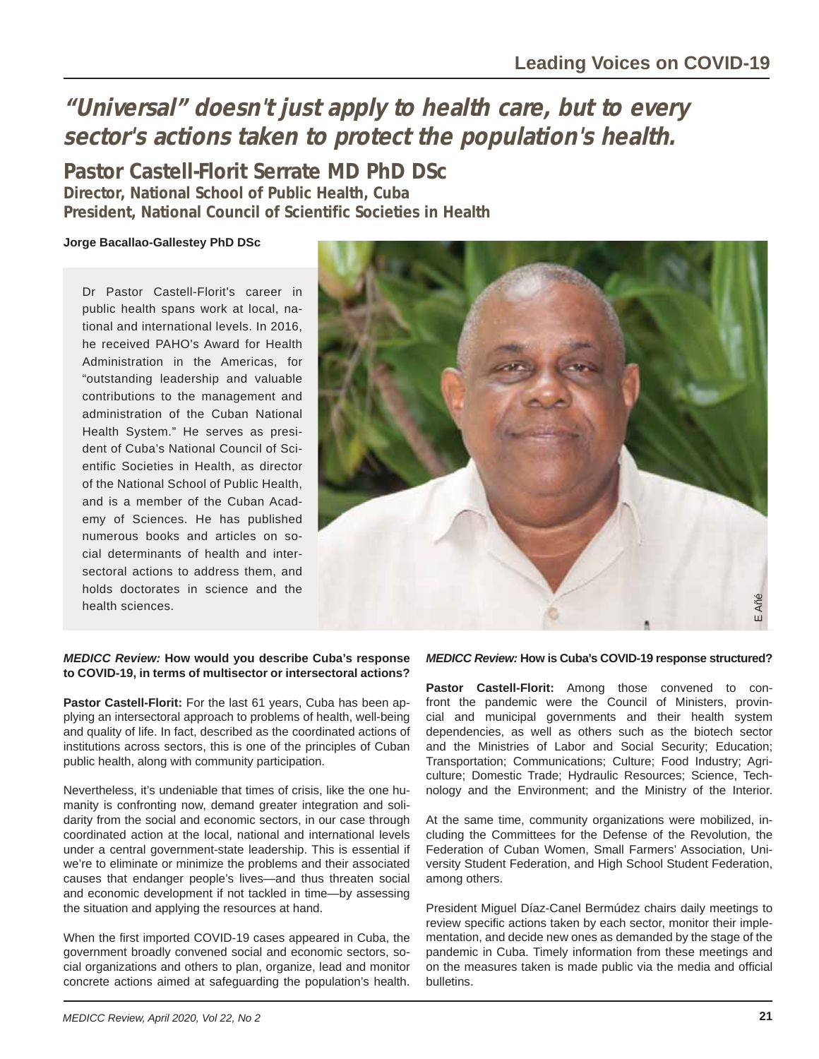# "Universal" doesn't just apply to health care, but to every sector's actions taken to protect the population's health.

## Pastor Castell-Florit Serrate MD PhD DSc

**Director, National School of Public Health, Cuba**
**President, National Council of Scientific Societies in Health**

**Jorge Bacallao-Gallestey PhD DSc**

Dr Pastor Castell-Florit's career in public health spans work at local, national and international levels. In 2016, he received PAHO's Award for Health Administration in the Americas, for "outstanding leadership and valuable contributions to the management and administration of the Cuban National Health System." He serves as president of Cuba's National Council of Scientific Societies in Health, as director of the National School of Public Health, and is a member of the Cuban Academy of Sciences. He has published numerous books and articles on social determinants of health and intersectoral actions to address them, and holds doctorates in science and the health sciences.

E Añé

***MEDICC Review:*** **How would you describe Cuba's response to COVID-19, in terms of multisector or intersectoral actions?**

**Pastor Castell-Florit:** For the last 61 years, Cuba has been applying an intersectoral approach to problems of health, well-being and quality of life. In fact, described as the coordinated actions of institutions across sectors, this is one of the principles of Cuban public health, along with community participation.

Nevertheless, it's undeniable that times of crisis, like the one humanity is confronting now, demand greater integration and solidarity from the social and economic sectors, in our case through coordinated action at the local, national and international levels under a central government-state leadership. This is essential if we're to eliminate or minimize the problems and their associated causes that endanger people's lives—and thus threaten social and economic development if not tackled in time—by assessing the situation and applying the resources at hand.

When the first imported COVID-19 cases appeared in Cuba, the government broadly convened social and economic sectors, social organizations and others to plan, organize, lead and monitor concrete actions aimed at safeguarding the population's health.

***MEDICC Review:*** **How is Cuba's COVID-19 response structured?**

**Pastor Castell-Florit:** Among those convened to confront the pandemic were the Council of Ministers, provincial and municipal governments and their health system dependencies, as well as others such as the biotech sector and the Ministries of Labor and Social Security; Education; Transportation; Communications; Culture; Food Industry; Agriculture; Domestic Trade; Hydraulic Resources; Science, Technology and the Environment; and the Ministry of the Interior.

At the same time, community organizations were mobilized, including the Committees for the Defense of the Revolution, the Federation of Cuban Women, Small Farmers' Association, University Student Federation, and High School Student Federation, among others.

President Miguel Díaz-Canel Bermúdez chairs daily meetings to review specific actions taken by each sector, monitor their implementation, and decide new ones as demanded by the stage of the pandemic in Cuba. Timely information from these meetings and on the measures taken is made public via the media and official bulletins.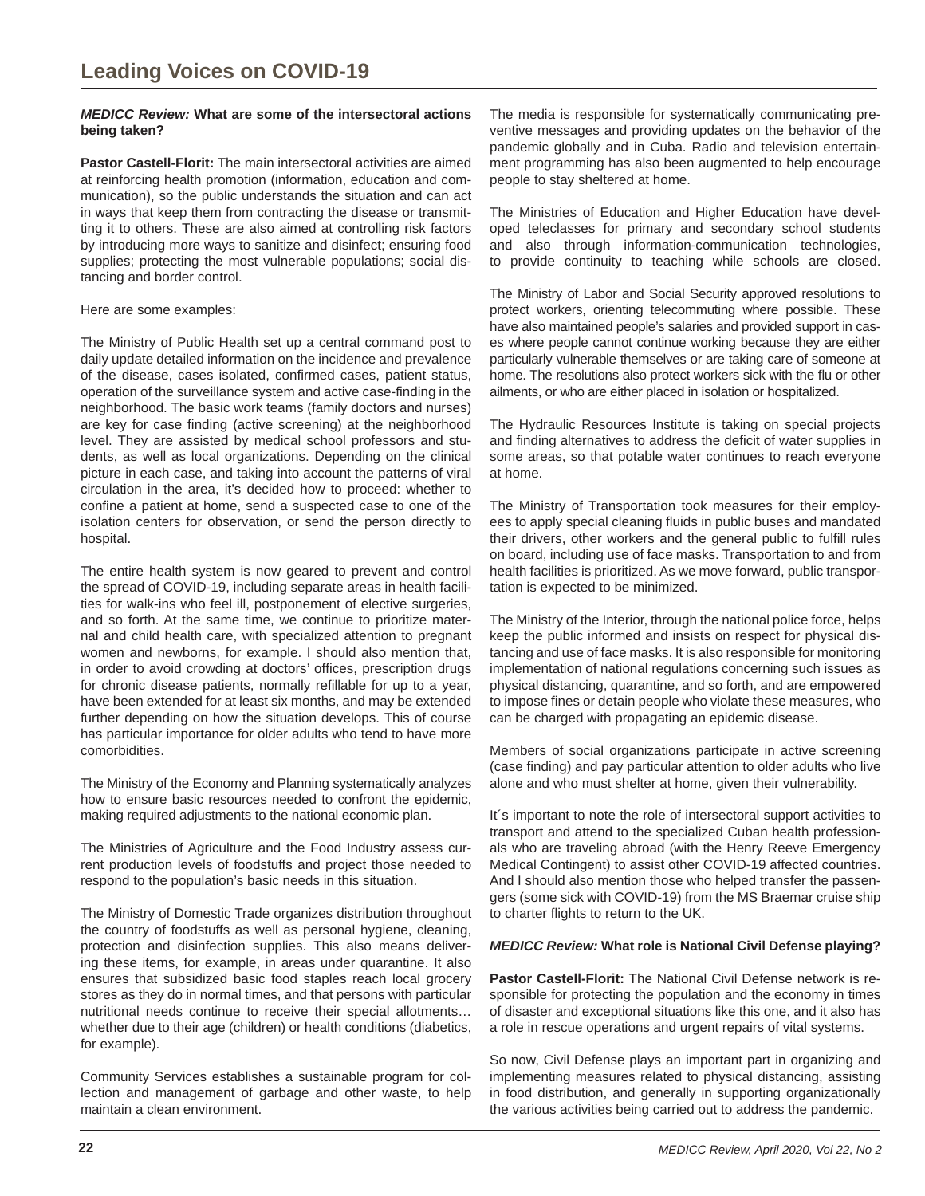***MEDICC Review:* What are some of the intersectoral actions being taken?**

**Pastor Castell-Florit:** The main intersectoral activities are aimed at reinforcing health promotion (information, education and communication), so the public understands the situation and can act in ways that keep them from contracting the disease or transmitting it to others. These are also aimed at controlling risk factors by introducing more ways to sanitize and disinfect; ensuring food supplies; protecting the most vulnerable populations; social distancing and border control.

Here are some examples:

The Ministry of Public Health set up a central command post to daily update detailed information on the incidence and prevalence of the disease, cases isolated, confirmed cases, patient status, operation of the surveillance system and active case-finding in the neighborhood. The basic work teams (family doctors and nurses) are key for case finding (active screening) at the neighborhood level. They are assisted by medical school professors and students, as well as local organizations. Depending on the clinical picture in each case, and taking into account the patterns of viral circulation in the area, it's decided how to proceed: whether to confine a patient at home, send a suspected case to one of the isolation centers for observation, or send the person directly to hospital.

The entire health system is now geared to prevent and control the spread of COVID-19, including separate areas in health facilities for walk-ins who feel ill, postponement of elective surgeries, and so forth. At the same time, we continue to prioritize maternal and child health care, with specialized attention to pregnant women and newborns, for example. I should also mention that, in order to avoid crowding at doctors' offices, prescription drugs for chronic disease patients, normally refillable for up to a year, have been extended for at least six months, and may be extended further depending on how the situation develops. This of course has particular importance for older adults who tend to have more comorbidities.

The Ministry of the Economy and Planning systematically analyzes how to ensure basic resources needed to confront the epidemic, making required adjustments to the national economic plan.

The Ministries of Agriculture and the Food Industry assess current production levels of foodstuffs and project those needed to respond to the population's basic needs in this situation.

The Ministry of Domestic Trade organizes distribution throughout the country of foodstuffs as well as personal hygiene, cleaning, protection and disinfection supplies. This also means delivering these items, for example, in areas under quarantine. It also ensures that subsidized basic food staples reach local grocery stores as they do in normal times, and that persons with particular nutritional needs continue to receive their special allotments… whether due to their age (children) or health conditions (diabetics, for example).

Community Services establishes a sustainable program for collection and management of garbage and other waste, to help maintain a clean environment.

The media is responsible for systematically communicating preventive messages and providing updates on the behavior of the pandemic globally and in Cuba. Radio and television entertainment programming has also been augmented to help encourage people to stay sheltered at home.

The Ministries of Education and Higher Education have developed teleclasses for primary and secondary school students and also through information-communication technologies, to provide continuity to teaching while schools are closed.

The Ministry of Labor and Social Security approved resolutions to protect workers, orienting telecommuting where possible. These have also maintained people's salaries and provided support in cases where people cannot continue working because they are either particularly vulnerable themselves or are taking care of someone at home. The resolutions also protect workers sick with the flu or other ailments, or who are either placed in isolation or hospitalized.

The Hydraulic Resources Institute is taking on special projects and finding alternatives to address the deficit of water supplies in some areas, so that potable water continues to reach everyone at home.

The Ministry of Transportation took measures for their employees to apply special cleaning fluids in public buses and mandated their drivers, other workers and the general public to fulfill rules on board, including use of face masks. Transportation to and from health facilities is prioritized. As we move forward, public transportation is expected to be minimized.

The Ministry of the Interior, through the national police force, helps keep the public informed and insists on respect for physical distancing and use of face masks. It is also responsible for monitoring implementation of national regulations concerning such issues as physical distancing, quarantine, and so forth, and are empowered to impose fines or detain people who violate these measures, who can be charged with propagating an epidemic disease.

Members of social organizations participate in active screening (case finding) and pay particular attention to older adults who live alone and who must shelter at home, given their vulnerability.

It´s important to note the role of intersectoral support activities to transport and attend to the specialized Cuban health professionals who are traveling abroad (with the Henry Reeve Emergency Medical Contingent) to assist other COVID-19 affected countries. And I should also mention those who helped transfer the passengers (some sick with COVID-19) from the MS Braemar cruise ship to charter flights to return to the UK.

***MEDICC Review:* What role is National Civil Defense playing?**

**Pastor Castell-Florit:** The National Civil Defense network is responsible for protecting the population and the economy in times of disaster and exceptional situations like this one, and it also has a role in rescue operations and urgent repairs of vital systems.

So now, Civil Defense plays an important part in organizing and implementing measures related to physical distancing, assisting in food distribution, and generally in supporting organizationally the various activities being carried out to address the pandemic.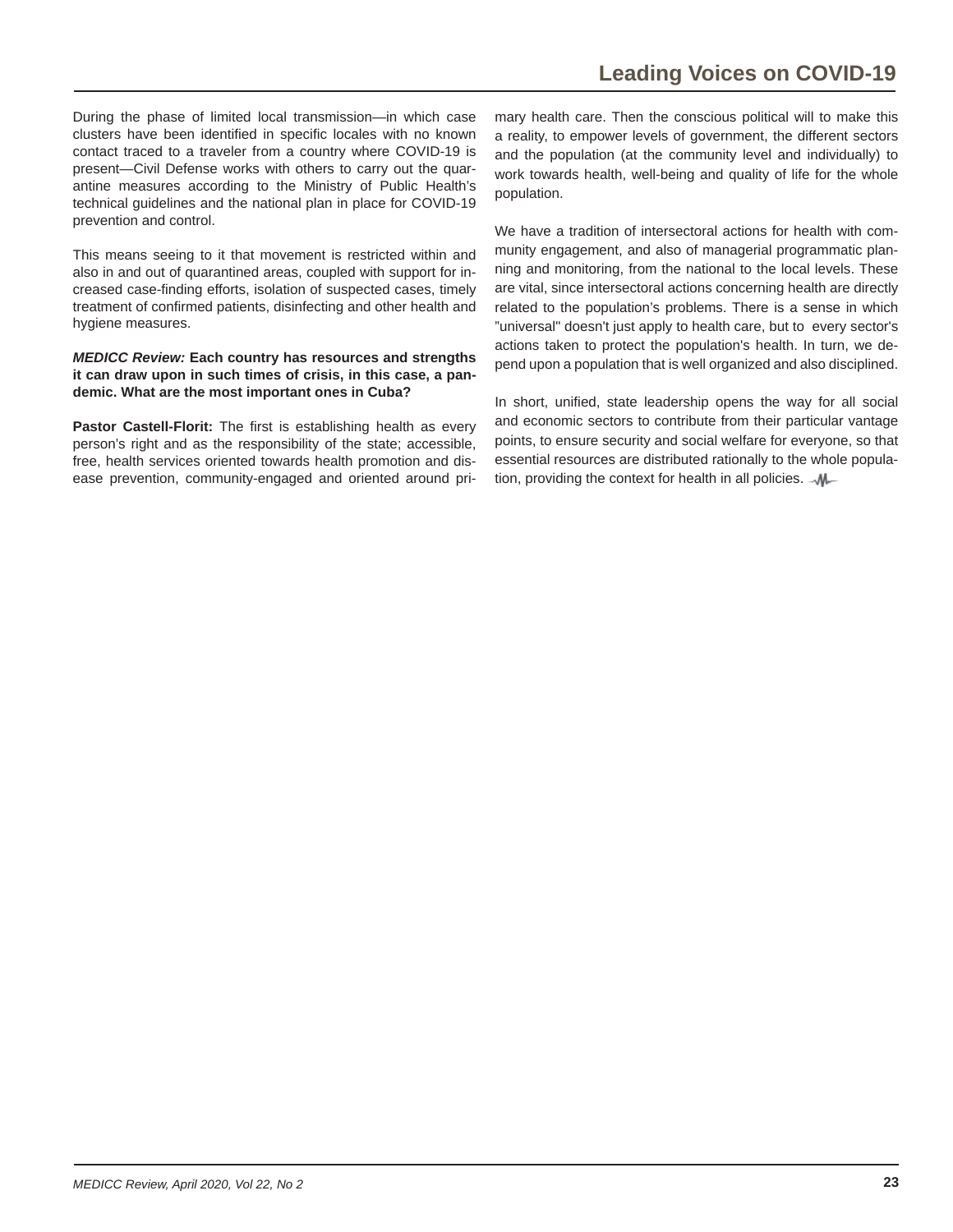During the phase of limited local transmission—in which case clusters have been identified in specific locales with no known contact traced to a traveler from a country where COVID-19 is present—Civil Defense works with others to carry out the quarantine measures according to the Ministry of Public Health's technical guidelines and the national plan in place for COVID-19 prevention and control.

This means seeing to it that movement is restricted within and also in and out of quarantined areas, coupled with support for increased case-finding efforts, isolation of suspected cases, timely treatment of confirmed patients, disinfecting and other health and hygiene measures.

***MEDICC Review:*** **Each country has resources and strengths it can draw upon in such times of crisis, in this case, a pandemic. What are the most important ones in Cuba?**

**Pastor Castell-Florit:** The first is establishing health as every person's right and as the responsibility of the state; accessible, free, health services oriented towards health promotion and disease prevention, community-engaged and oriented around primary health care. Then the conscious political will to make this a reality, to empower levels of government, the different sectors and the population (at the community level and individually) to work towards health, well-being and quality of life for the whole population.

We have a tradition of intersectoral actions for health with community engagement, and also of managerial programmatic planning and monitoring, from the national to the local levels. These are vital, since intersectoral actions concerning health are directly related to the population's problems. There is a sense in which "universal" doesn't just apply to health care, but to every sector's actions taken to protect the population's health. In turn, we depend upon a population that is well organized and also disciplined.

In short, unified, state leadership opens the way for all social and economic sectors to contribute from their particular vantage points, to ensure security and social welfare for everyone, so that essential resources are distributed rationally to the whole population, providing the context for health in all policies.